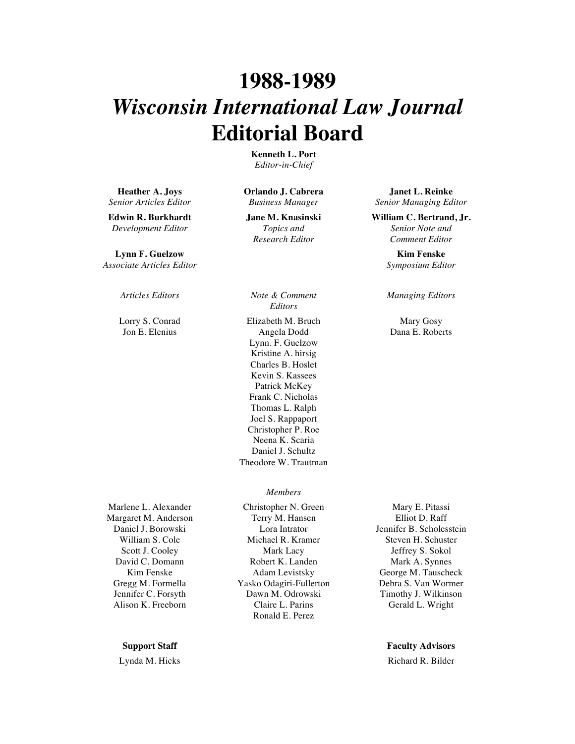# 1988-1989
# *Wisconsin International Law Journal*
# Editorial Board

**Kenneth L. Port**
*Editor-in-Chief*

**Heather A. Joys**
*Senior Articles Editor*

**Edwin R. Burkhardt**
*Development Editor*

**Lynn F. Guelzow**
*Associate Articles Editor*

**Orlando J. Cabrera**
*Business Manager*

**Jane M. Knasinski**
*Topics and Research Editor*

**Janet L. Reinke**
*Senior Managing Editor*

**William C. Bertrand, Jr.**
*Senior Note and Comment Editor*

**Kim Fenske**
*Symposium Editor*

*Articles Editors*

Lorry S. Conrad
Jon E. Elenius

*Note & Comment Editors*

Elizabeth M. Bruch
Angela Dodd
Lynn. F. Guelzow
Kristine A. hirsig
Charles B. Hoslet
Kevin S. Kassees
Patrick McKey
Frank C. Nicholas
Thomas L. Ralph
Joel S. Rappaport
Christopher P. Roe
Neena K. Scaria
Daniel J. Schultz
Theodore W. Trautman

*Managing Editors*

Mary Gosy
Dana E. Roberts

*Members*

Marlene L. Alexander
Margaret M. Anderson
Daniel J. Borowski
William S. Cole
Scott J. Cooley
David C. Domann
Kim Fenske
Gregg M. Formella
Jennifer C. Forsyth
Alison K. Freeborn
Christopher N. Green
Terry M. Hansen
Lora Intrator
Michael R. Kramer
Mark Lacy
Robert K. Landen
Adam Levistsky
Yasko Odagiri-Fullerton
Dawn M. Odrowski
Claire L. Parins
Ronald E. Perez
Mary E. Pitassi
Elliot D. Raff
Jennifer B. Scholesstein
Steven H. Schuster
Jeffrey S. Sokol
Mark A. Synnes
George M. Tauscheck
Debra S. Van Wormer
Timothy J. Wilkinson
Gerald L. Wright

**Support Staff**

Lynda M. Hicks

**Faculty Advisors**

Richard R. Bilder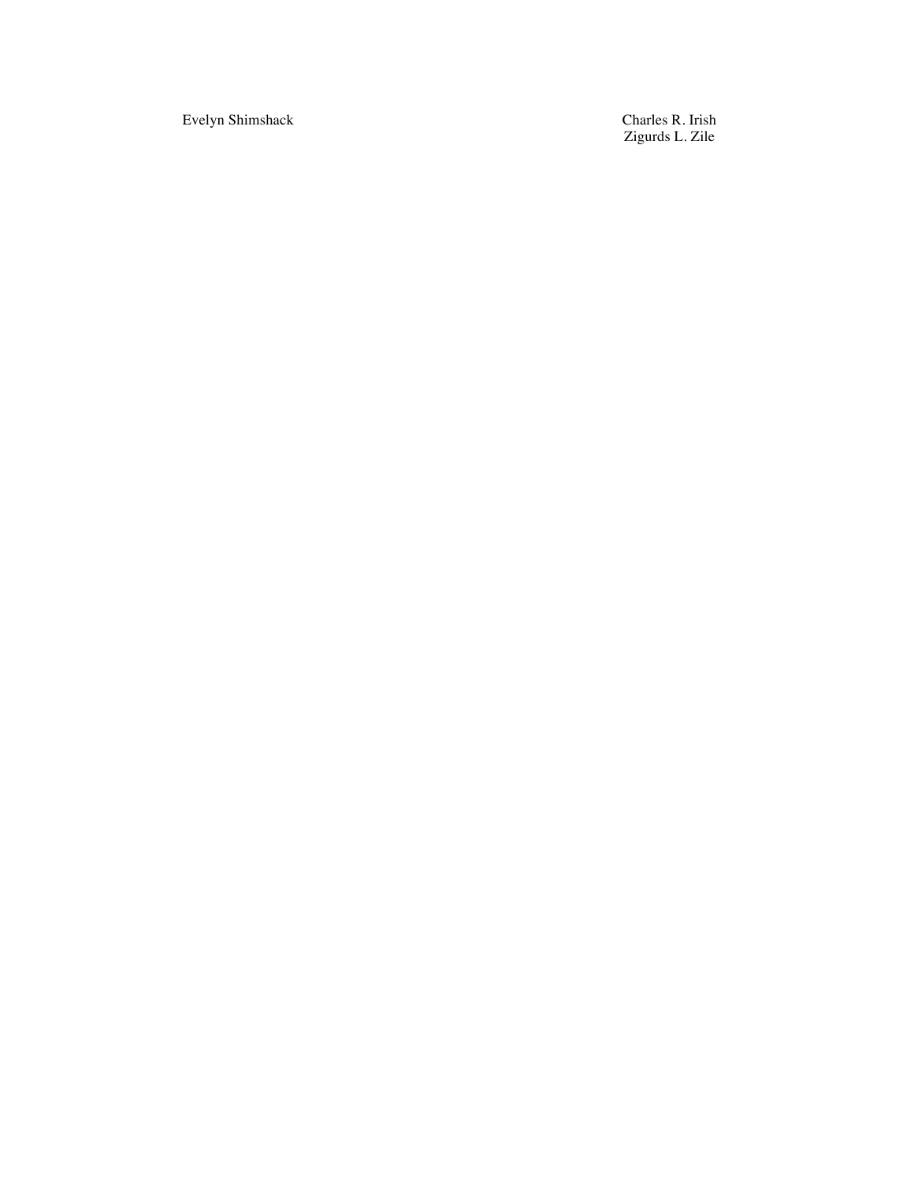| | |
|---|---|
| Evelyn Shimshack | Charles R. Irish<br>Zigurds L. Zile |